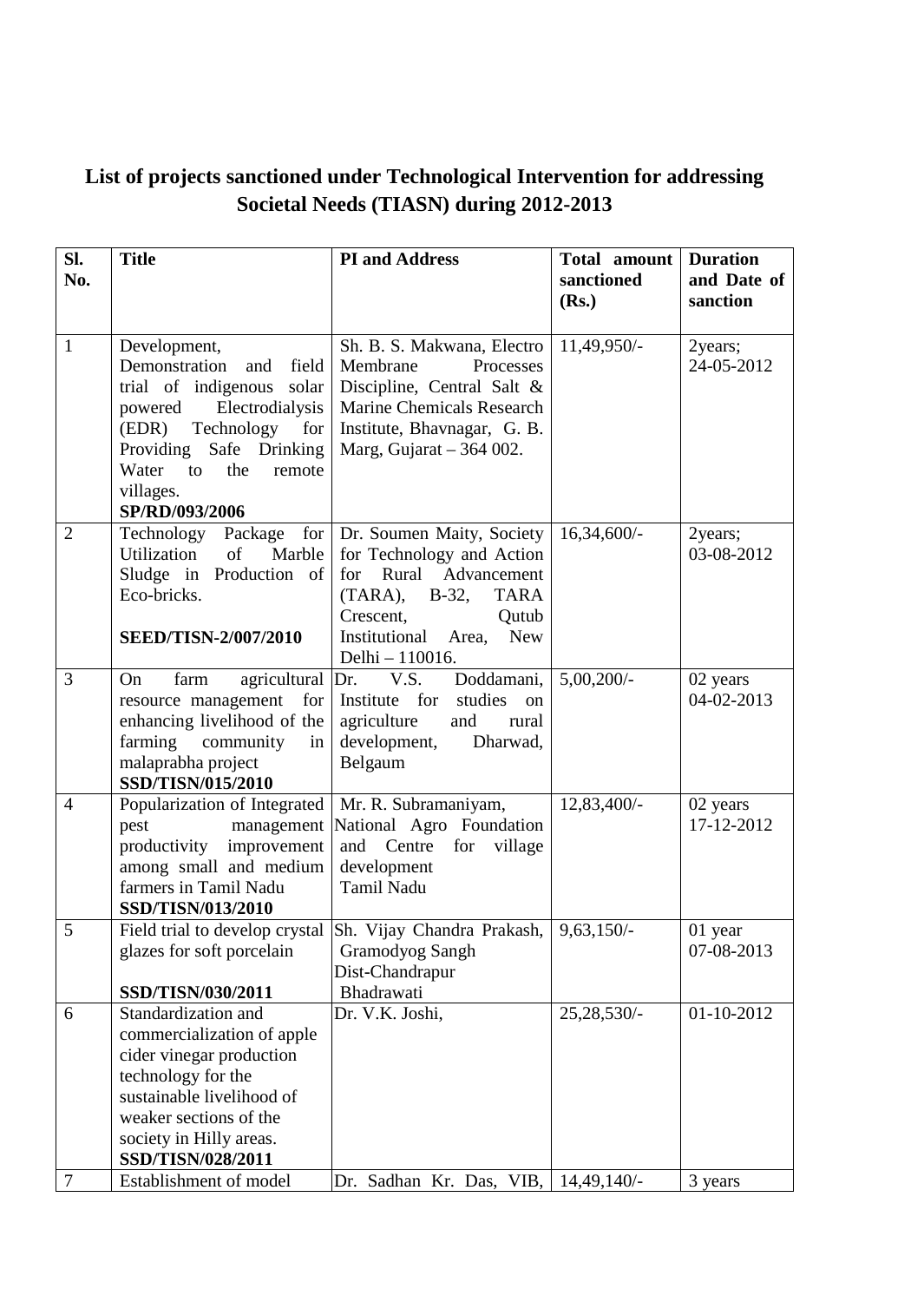## List of projects sanctioned under Technological Intervention for addressing Societal Needs (TIASN) during 2012-2013

| Sl. No. | Title | PI and Address | Total amount sanctioned (Rs.) | Duration and Date of sanction |
|---|---|---|---|---|
| 1 | Development, Demonstration and field trial of indigenous solar powered Electrodialysis (EDR) Technology for Providing Safe Drinking Water to the remote villages. **SP/RD/093/2006** | Sh. B. S. Makwana, Electro Membrane Processes Discipline, Central Salt & Marine Chemicals Research Institute, Bhavnagar, G. B. Marg, Gujarat – 364 002. | 11,49,950/- | 2years; 24-05-2012 |
| 2 | Technology Package for Utilization of Marble Sludge in Production of Eco-bricks. **SEED/TISN-2/007/2010** | Dr. Soumen Maity, Society for Technology and Action for Rural Advancement (TARA), B-32, TARA Crescent, Qutub Institutional Area, New Delhi – 110016. | 16,34,600/- | 2years; 03-08-2012 |
| 3 | On farm agricultural resource management for enhancing livelihood of the farming community in malaprabha project **SSD/TISN/015/2010** | Dr. V.S. Doddamani, Institute for studies on agriculture and rural development, Dharwad, Belgaum | 5,00,200/- | 02 years 04-02-2013 |
| 4 | Popularization of Integrated pest management productivity improvement among small and medium farmers in Tamil Nadu **SSD/TISN/013/2010** | Mr. R. Subramaniyam, National Agro Foundation and Centre for village development Tamil Nadu | 12,83,400/- | 02 years 17-12-2012 |
| 5 | Field trial to develop crystal glazes for soft porcelain **SSD/TISN/030/2011** | Sh. Vijay Chandra Prakash, Gramodyog Sangh Dist-Chandrapur Bhadrawati | 9,63,150/- | 01 year 07-08-2013 |
| 6 | Standardization and commercialization of apple cider vinegar production technology for the sustainable livelihood of weaker sections of the society in Hilly areas. **SSD/TISN/028/2011** | Dr. V.K. Joshi, | 25,28,530/- | 01-10-2012 |
| 7 | Establishment of model | Dr. Sadhan Kr. Das, VIB, | 14,49,140/- | 3 years |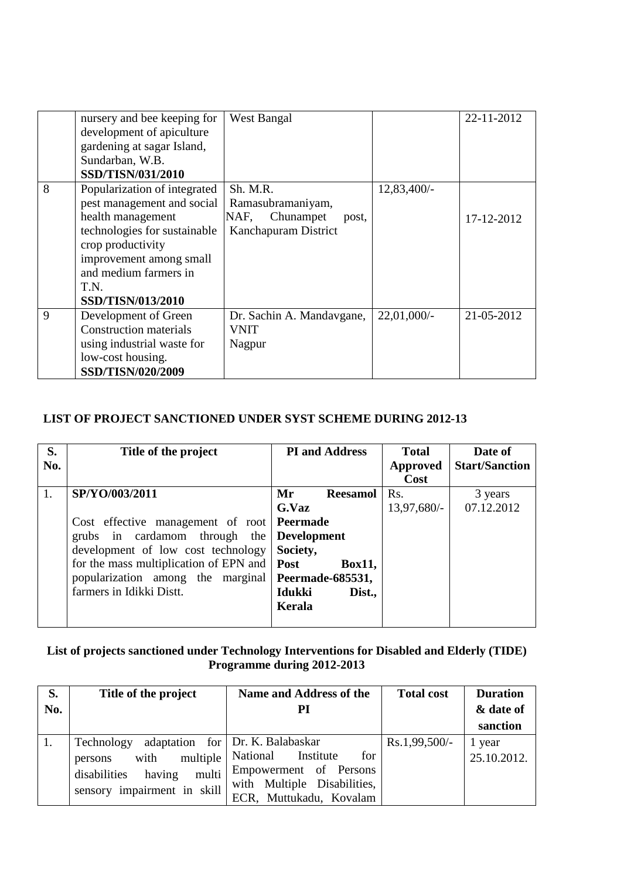| | | | | |
|---|---|---|---|---|
| | nursery and bee keeping for development of apiculture gardening at sagar Island, Sundarban, W.B. **SSD/TISN/031/2010** | West Bangal | | 22-11-2012 |
| 8 | Popularization of integrated pest management and social health management technologies for sustainable crop productivity improvement among small and medium farmers in T.N. **SSD/TISN/013/2010** | Sh. M.R. Ramasubramaniyam, NAF, Chunampet post, Kanchapuram District | 12,83,400/- | 17-12-2012 |
| 9 | Development of Green Construction materials using industrial waste for low-cost housing. **SSD/TISN/020/2009** | Dr. Sachin A. Mandavgane, VNIT Nagpur | 22,01,000/- | 21-05-2012 |

## LIST OF PROJECT SANCTIONED UNDER SYST SCHEME DURING 2012-13

| S. No. | Title of the project | PI and Address | Total Approved Cost | Date of Start/Sanction |
|---|---|---|---|---|
| 1. | **SP/YO/003/2011** Cost effective management of root grubs in cardamom through the development of low cost technology for the mass multiplication of EPN and popularization among the marginal farmers in Idikki Distt. | **Mr Reesamol G.Vaz Peermade Development Society, Post Box11, Peermade-685531, Idukki Dist., Kerala** | Rs. 13,97,680/- | 3 years 07.12.2012 |

## List of projects sanctioned under Technology Interventions for Disabled and Elderly (TIDE) Programme during 2012-2013

| S. No. | Title of the project | Name and Address of the PI | Total cost | Duration & date of sanction |
|---|---|---|---|---|
| 1. | Technology adaptation for persons with multiple disabilities having multi sensory impairment in skill | Dr. K. Balabaskar National Institute for Empowerment of Persons with Multiple Disabilities, ECR, Muttukadu, Kovalam | Rs.1,99,500/- | 1 year 25.10.2012. |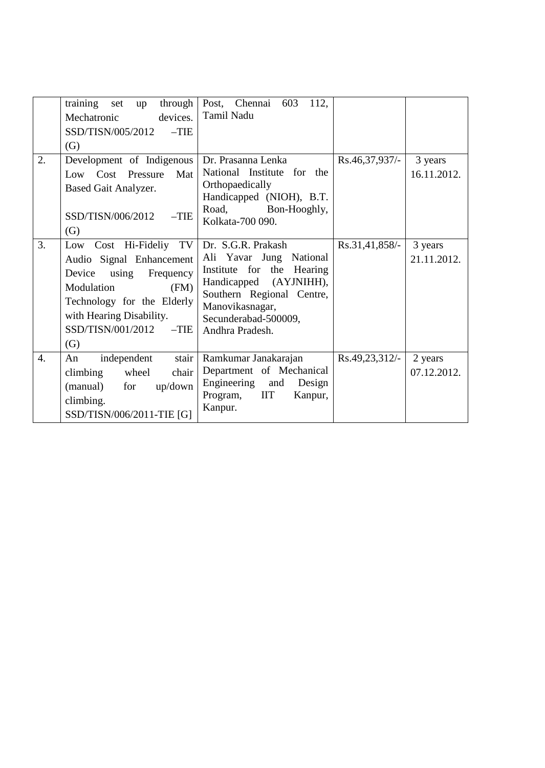| | | | | |
|---|---|---|---|---|
| | training set up through Mechatronic devices. SSD/TISN/005/2012 –TIE (G) | Post, Chennai 603 112, Tamil Nadu | | |
| 2. | Development of Indigenous Low Cost Pressure Mat Based Gait Analyzer. SSD/TISN/006/2012 –TIE (G) | Dr. Prasanna Lenka National Institute for the Orthopaedically Handicapped (NIOH), B.T. Road, Bon-Hooghly, Kolkata-700 090. | Rs.46,37,937/- | 3 years 16.11.2012. |
| 3. | Low Cost Hi-Fideliy TV Audio Signal Enhancement Device using Frequency Modulation (FM) Technology for the Elderly with Hearing Disability. SSD/TISN/001/2012 –TIE (G) | Dr. S.G.R. Prakash Ali Yavar Jung National Institute for the Hearing Handicapped (AYJNIHH), Southern Regional Centre, Manovikasnagar, Secunderabad-500009, Andhra Pradesh. | Rs.31,41,858/- | 3 years 21.11.2012. |
| 4. | An independent stair climbing wheel chair (manual) for up/down climbing. SSD/TISN/006/2011-TIE [G] | Ramkumar Janakarajan Department of Mechanical Engineering and Design Program, IIT Kanpur, Kanpur. | Rs.49,23,312/- | 2 years 07.12.2012. |